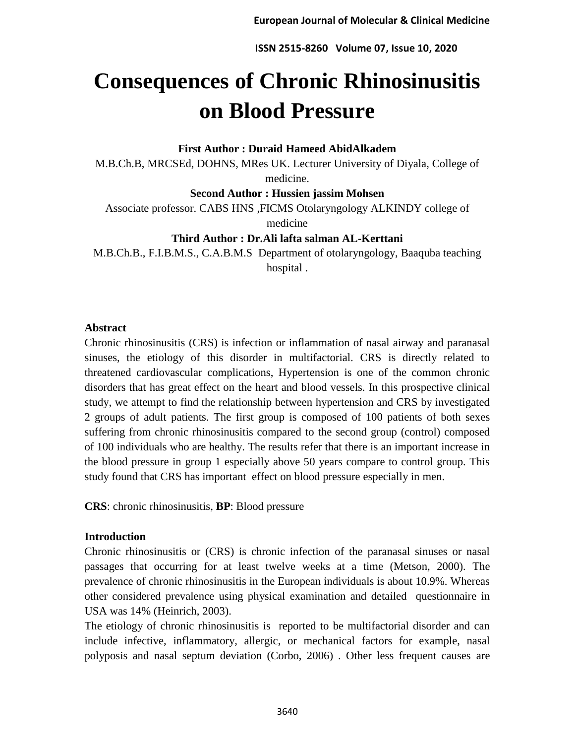# Consequences of Chronic Rhinosinusitis on Blood Pressure

**First Author : Duraid Hameed AbidAlkadem**

M.B.Ch.B, MRCSEd, DOHNS, MRes UK. Lecturer University of Diyala, College of medicine.

**Second Author : Hussien jassim Mohsen**

Associate professor. CABS HNS ,FICMS Otolaryngology ALKINDY college of medicine

**Third Author : Dr.Ali lafta salman AL-Kerttani**

M.B.Ch.B., F.I.B.M.S., C.A.B.M.S Department of otolaryngology, Baaquba teaching hospital .

## Abstract

Chronic rhinosinusitis (CRS) is infection or inflammation of nasal airway and paranasal sinuses, the etiology of this disorder in multifactorial. CRS is directly related to threatened cardiovascular complications, Hypertension is one of the common chronic disorders that has great effect on the heart and blood vessels. In this prospective clinical study, we attempt to find the relationship between hypertension and CRS by investigated 2 groups of adult patients. The first group is composed of 100 patients of both sexes suffering from chronic rhinosinusitis compared to the second group (control) composed of 100 individuals who are healthy. The results refer that there is an important increase in the blood pressure in group 1 especially above 50 years compare to control group. This study found that CRS has important effect on blood pressure especially in men.

**CRS**: chronic rhinosinusitis, **BP**: Blood pressure

## Introduction

Chronic rhinosinusitis or (CRS) is chronic infection of the paranasal sinuses or nasal passages that occurring for at least twelve weeks at a time (Metson, 2000). The prevalence of chronic rhinosinusitis in the European individuals is about 10.9%. Whereas other considered prevalence using physical examination and detailed questionnaire in USA was 14% (Heinrich, 2003).

The etiology of chronic rhinosinusitis is reported to be multifactorial disorder and can include infective, inflammatory, allergic, or mechanical factors for example, nasal polyposis and nasal septum deviation (Corbo, 2006) . Other less frequent causes are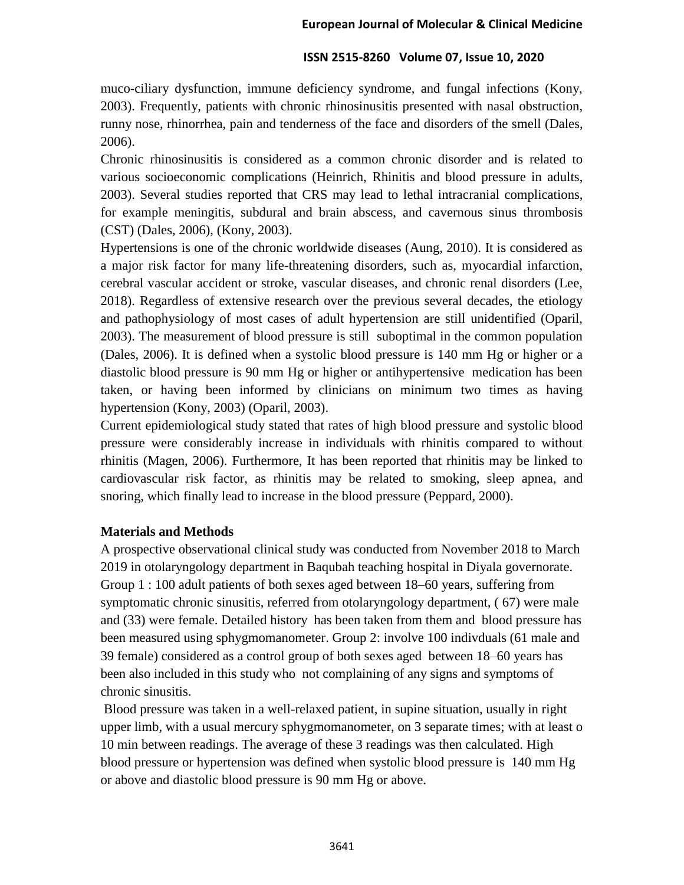muco-ciliary dysfunction, immune deficiency syndrome, and fungal infections (Kony, 2003). Frequently, patients with chronic rhinosinusitis presented with nasal obstruction, runny nose, rhinorrhea, pain and tenderness of the face and disorders of the smell (Dales, 2006).

Chronic rhinosinusitis is considered as a common chronic disorder and is related to various socioeconomic complications (Heinrich, Rhinitis and blood pressure in adults, 2003). Several studies reported that CRS may lead to lethal intracranial complications, for example meningitis, subdural and brain abscess, and cavernous sinus thrombosis (CST) (Dales, 2006), (Kony, 2003).

Hypertensions is one of the chronic worldwide diseases (Aung, 2010). It is considered as a major risk factor for many life-threatening disorders, such as, myocardial infarction, cerebral vascular accident or stroke, vascular diseases, and chronic renal disorders (Lee, 2018). Regardless of extensive research over the previous several decades, the etiology and pathophysiology of most cases of adult hypertension are still unidentified (Oparil, 2003). The measurement of blood pressure is still suboptimal in the common population (Dales, 2006). It is defined when a systolic blood pressure is 140 mm Hg or higher or a diastolic blood pressure is 90 mm Hg or higher or antihypertensive medication has been taken, or having been informed by clinicians on minimum two times as having hypertension (Kony, 2003) (Oparil, 2003).

Current epidemiological study stated that rates of high blood pressure and systolic blood pressure were considerably increase in individuals with rhinitis compared to without rhinitis (Magen, 2006). Furthermore, It has been reported that rhinitis may be linked to cardiovascular risk factor, as rhinitis may be related to smoking, sleep apnea, and snoring, which finally lead to increase in the blood pressure (Peppard, 2000).

## Materials and Methods

A prospective observational clinical study was conducted from November 2018 to March 2019 in otolaryngology department in Baqubah teaching hospital in Diyala governorate. Group 1 : 100 adult patients of both sexes aged between 18–60 years, suffering from symptomatic chronic sinusitis, referred from otolaryngology department, ( 67) were male and (33) were female. Detailed history has been taken from them and blood pressure has been measured using sphygmomanometer. Group 2: involve 100 indivduals (61 male and 39 female) considered as a control group of both sexes aged between 18–60 years has been also included in this study who not complaining of any signs and symptoms of chronic sinusitis.

Blood pressure was taken in a well-relaxed patient, in supine situation, usually in right upper limb, with a usual mercury sphygmomanometer, on 3 separate times; with at least o 10 min between readings. The average of these 3 readings was then calculated. High blood pressure or hypertension was defined when systolic blood pressure is 140 mm Hg or above and diastolic blood pressure is 90 mm Hg or above.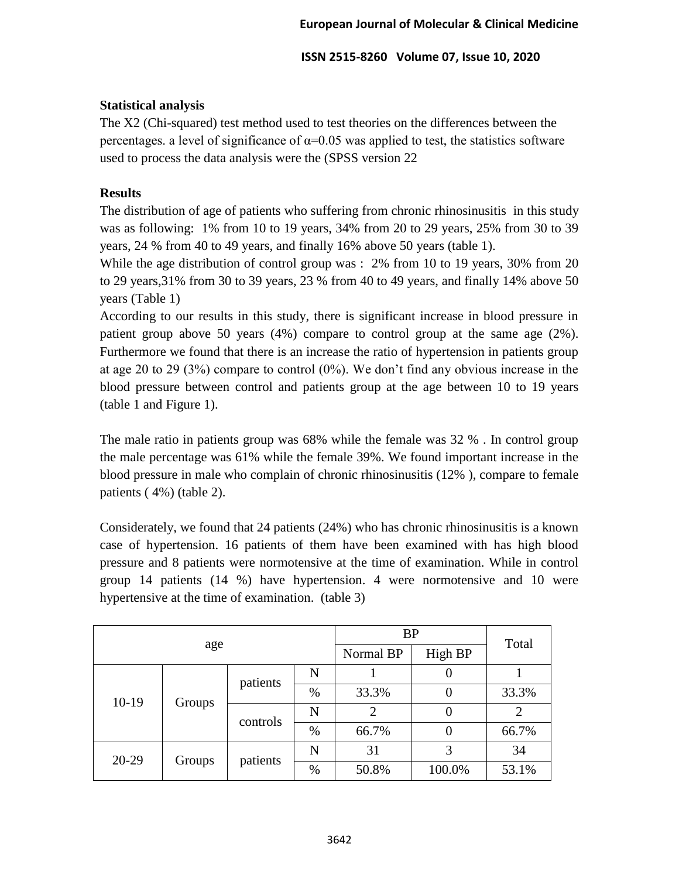**Statistical analysis**

The X2 (Chi-squared) test method used to test theories on the differences between the percentages. a level of significance of $\alpha$=0.05 was applied to test, the statistics software used to process the data analysis were the (SPSS version 22

**Results**

The distribution of age of patients who suffering from chronic rhinosinusitis in this study was as following: 1% from 10 to 19 years, 34% from 20 to 29 years, 25% from 30 to 39 years, 24 % from 40 to 49 years, and finally 16% above 50 years (table 1).

While the age distribution of control group was : 2% from 10 to 19 years, 30% from 20 to 29 years,31% from 30 to 39 years, 23 % from 40 to 49 years, and finally 14% above 50 years (Table 1)

According to our results in this study, there is significant increase in blood pressure in patient group above 50 years (4%) compare to control group at the same age (2%). Furthermore we found that there is an increase the ratio of hypertension in patients group at age 20 to 29 (3%) compare to control (0%). We don't find any obvious increase in the blood pressure between control and patients group at the age between 10 to 19 years (table 1 and Figure 1).

The male ratio in patients group was 68% while the female was 32 % . In control group the male percentage was 61% while the female 39%. We found important increase in the blood pressure in male who complain of chronic rhinosinusitis (12% ), compare to female patients ( 4%) (table 2).

Considerately, we found that 24 patients (24%) who has chronic rhinosinusitis is a known case of hypertension. 16 patients of them have been examined with has high blood pressure and 8 patients were normotensive at the time of examination. While in control group 14 patients (14 %) have hypertension. 4 were normotensive and 10 were hypertensive at the time of examination. (table 3)

| age | | | | BP | | Total |
|---|---|---|---|---|---|---|
| | | | | Normal BP | High BP | |
| 10-19 | Groups | patients | N | 1 | 0 | 1 |
| | | | % | 33.3% | 0 | 33.3% |
| | | controls | N | 2 | 0 | 2 |
| | | | % | 66.7% | 0 | 66.7% |
| 20-29 | Groups | patients | N | 31 | 3 | 34 |
| | | | % | 50.8% | 100.0% | 53.1% |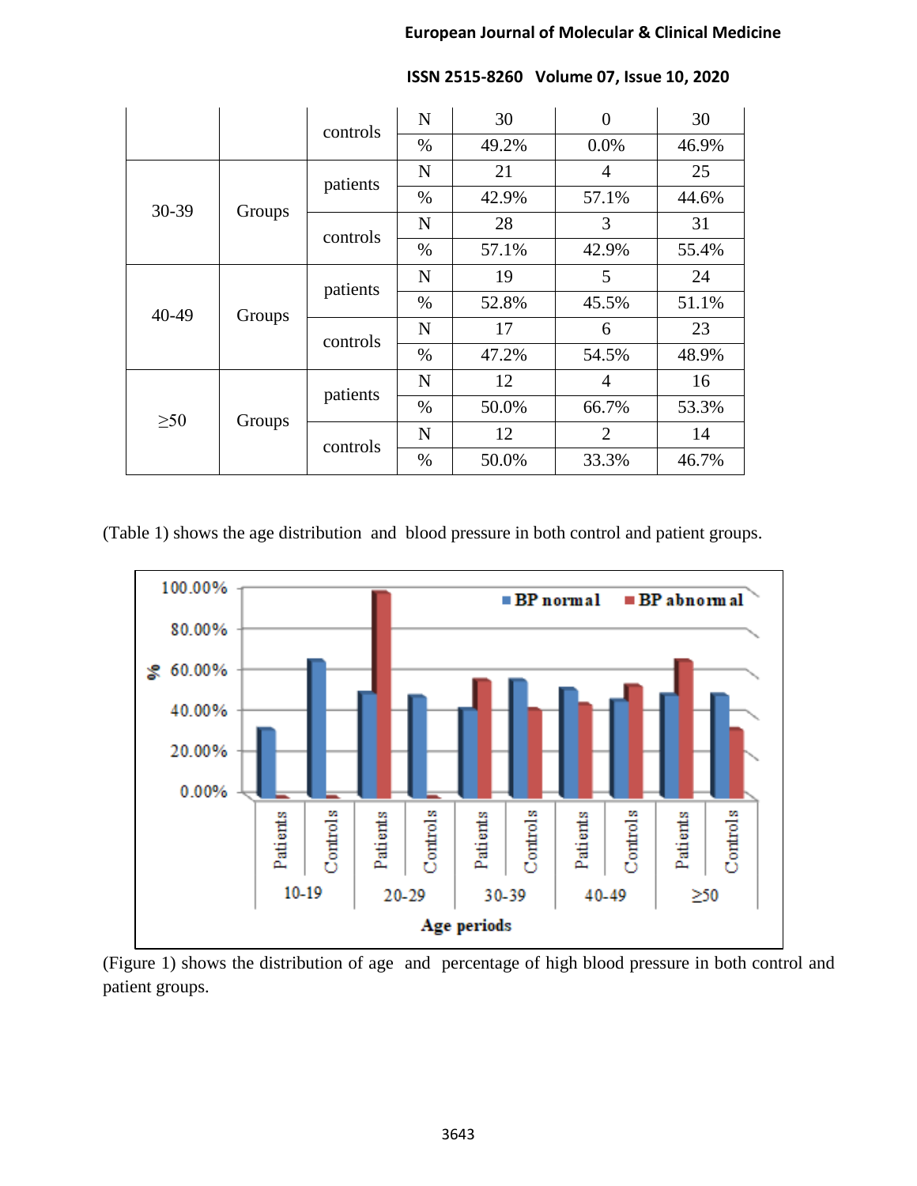|  |  |  |  |  |  |  |
|---|---|---|---|---|---|---|
|  |  | controls | N | 30 | 0 | 30 |
|  |  |  | % | 49.2% | 0.0% | 46.9% |
| 30-39 | Groups | patients | N | 21 | 4 | 25 |
|  |  |  | % | 42.9% | 57.1% | 44.6% |
|  |  | controls | N | 28 | 3 | 31 |
|  |  |  | % | 57.1% | 42.9% | 55.4% |
| 40-49 | Groups | patients | N | 19 | 5 | 24 |
|  |  |  | % | 52.8% | 45.5% | 51.1% |
|  |  | controls | N | 17 | 6 | 23 |
|  |  |  | % | 47.2% | 54.5% | 48.9% |
| ≥50 | Groups | patients | N | 12 | 4 | 16 |
|  |  |  | % | 50.0% | 66.7% | 53.3% |
|  |  | controls | N | 12 | 2 | 14 |
|  |  |  | % | 50.0% | 33.3% | 46.7% |

(Table 1) shows the age distribution and blood pressure in both control and patient groups.

(Figure 1) shows the distribution of age and percentage of high blood pressure in both control and patient groups.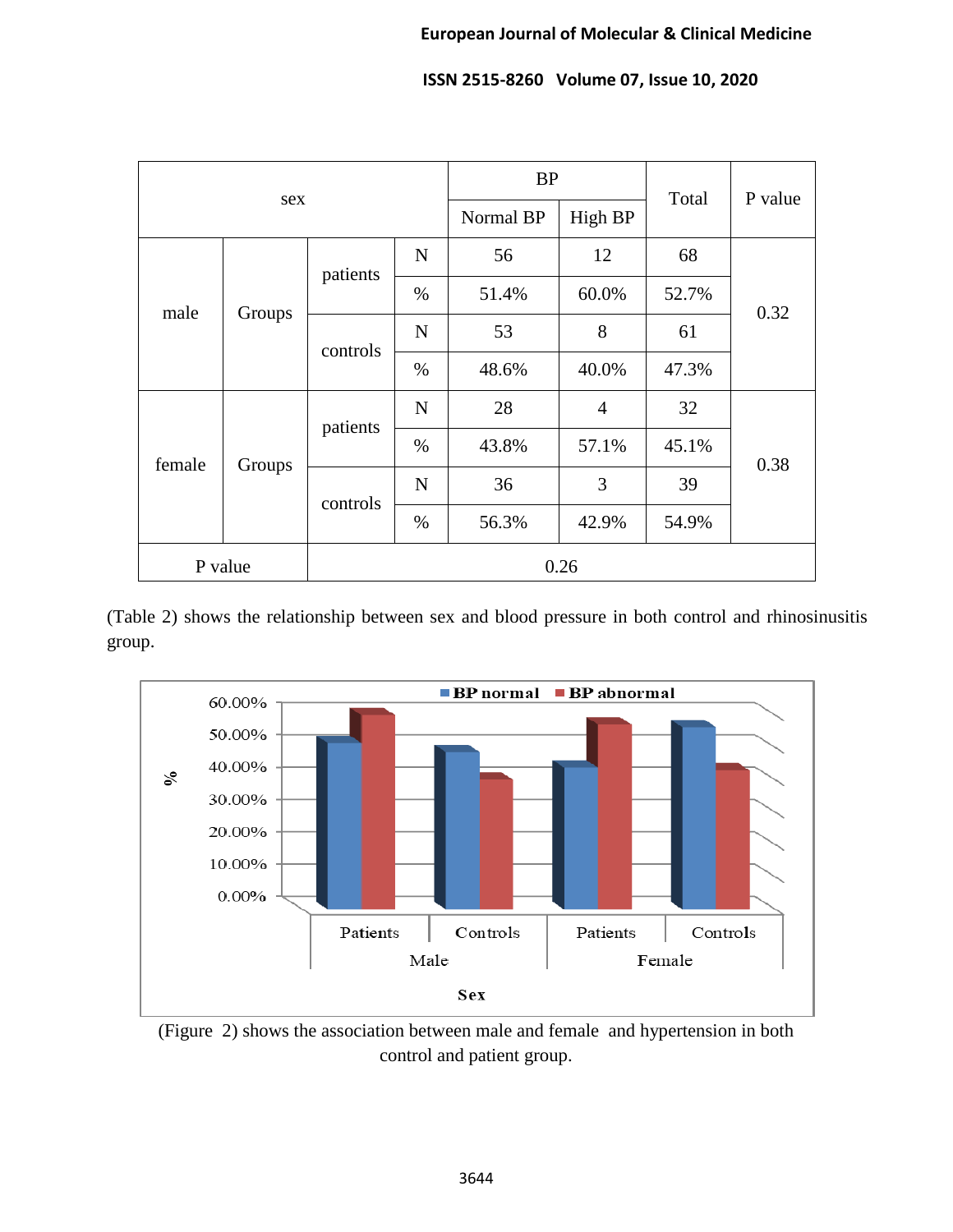| sex | | | | BP | | Total | P value |
|---|---|---|---|---|---|---|---|
| | | | | Normal BP | High BP | | |
| male | Groups | patients | N | 56 | 12 | 68 | 0.32 |
| | | | % | 51.4% | 60.0% | 52.7% | |
| | | controls | N | 53 | 8 | 61 | |
| | | | % | 48.6% | 40.0% | 47.3% | |
| female | Groups | patients | N | 28 | 4 | 32 | 0.38 |
| | | | % | 43.8% | 57.1% | 45.1% | |
| | | controls | N | 36 | 3 | 39 | |
| | | | % | 56.3% | 42.9% | 54.9% | |
| P value | | 0.26 | | | | | |

(Table 2) shows the relationship between sex and blood pressure in both control and rhinosinusitis group.

(Figure 2) shows the association between male and female and hypertension in both control and patient group.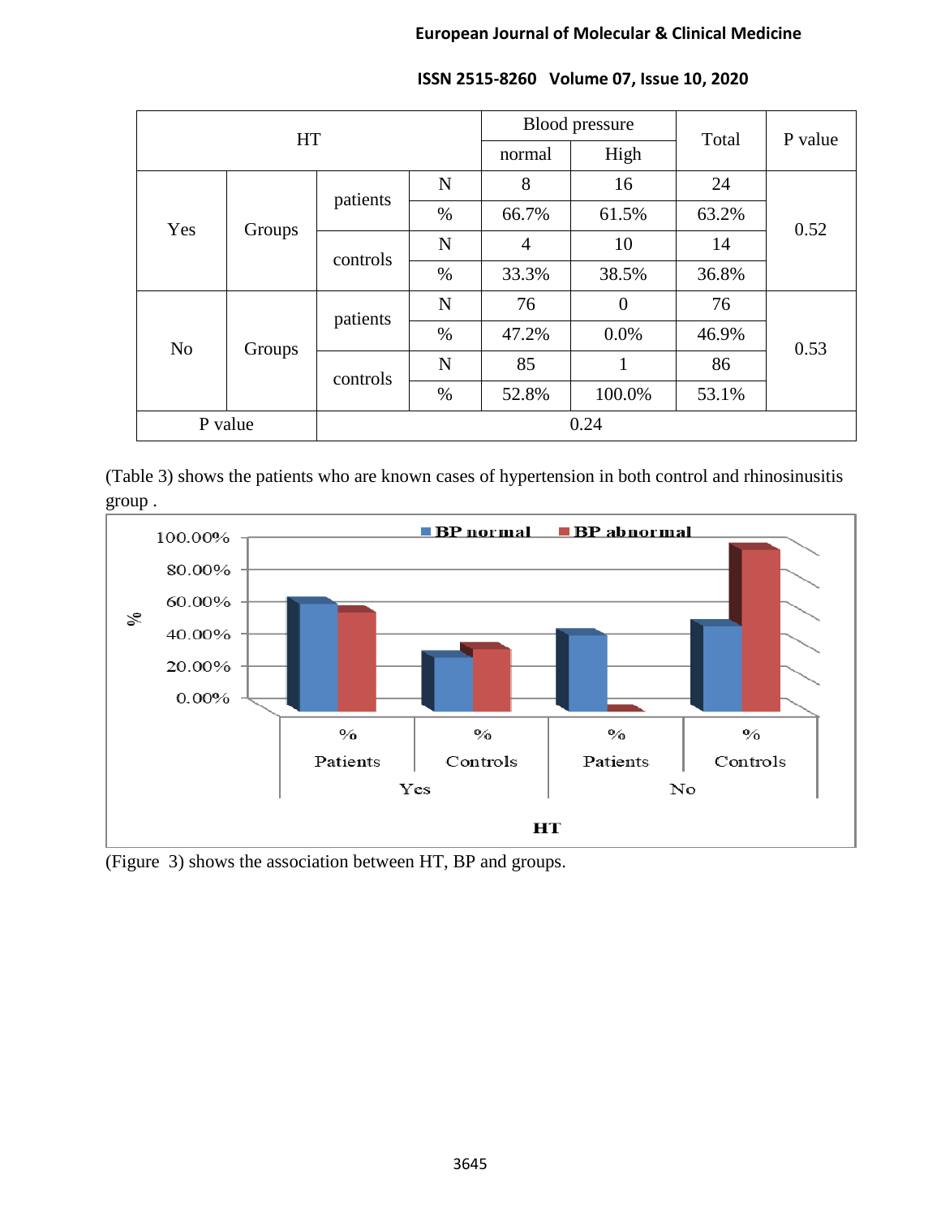| HT | | | | Blood pressure | | Total | P value |
|---|---|---|---|---|---|---|---|
| | | | | normal | High | | |
| Yes | Groups | patients | N | 8 | 16 | 24 | 0.52 |
| | | | % | 66.7% | 61.5% | 63.2% | |
| | | controls | N | 4 | 10 | 14 | |
| | | | % | 33.3% | 38.5% | 36.8% | |
| No | Groups | patients | N | 76 | 0 | 76 | 0.53 |
| | | | % | 47.2% | 0.0% | 46.9% | |
| | | controls | N | 85 | 1 | 86 | |
| | | | % | 52.8% | 100.0% | 53.1% | |
| P value | | 0.24 | | | | | |

(Table 3) shows the patients who are known cases of hypertension in both control and rhinosinusitis group .

(Figure 3) shows the association between HT, BP and groups.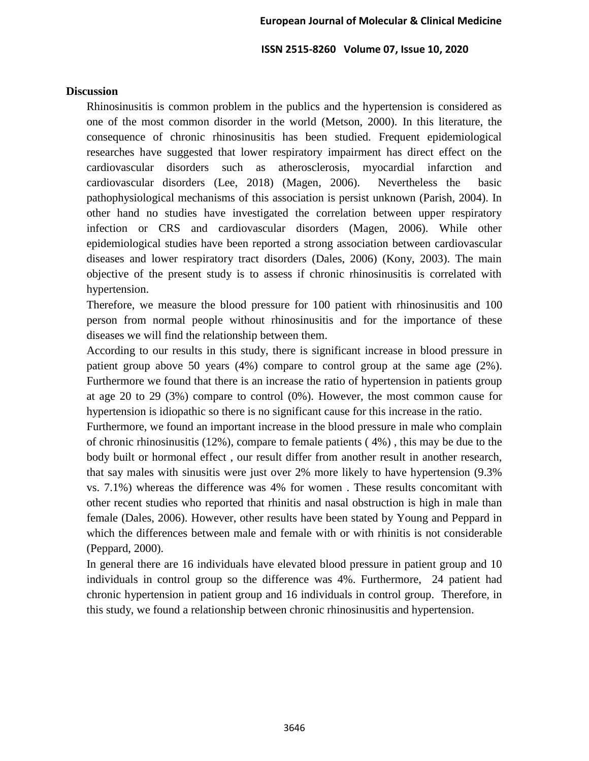## Discussion

Rhinosinusitis is common problem in the publics and the hypertension is considered as one of the most common disorder in the world (Metson, 2000). In this literature, the consequence of chronic rhinosinusitis has been studied. Frequent epidemiological researches have suggested that lower respiratory impairment has direct effect on the cardiovascular disorders such as atherosclerosis, myocardial infarction and cardiovascular disorders (Lee, 2018) (Magen, 2006). Nevertheless the basic pathophysiological mechanisms of this association is persist unknown (Parish, 2004). In other hand no studies have investigated the correlation between upper respiratory infection or CRS and cardiovascular disorders (Magen, 2006). While other epidemiological studies have been reported a strong association between cardiovascular diseases and lower respiratory tract disorders (Dales, 2006) (Kony, 2003). The main objective of the present study is to assess if chronic rhinosinusitis is correlated with hypertension.

Therefore, we measure the blood pressure for 100 patient with rhinosinusitis and 100 person from normal people without rhinosinusitis and for the importance of these diseases we will find the relationship between them.

According to our results in this study, there is significant increase in blood pressure in patient group above 50 years (4%) compare to control group at the same age (2%). Furthermore we found that there is an increase the ratio of hypertension in patients group at age 20 to 29 (3%) compare to control (0%). However, the most common cause for hypertension is idiopathic so there is no significant cause for this increase in the ratio.

Furthermore, we found an important increase in the blood pressure in male who complain of chronic rhinosinusitis (12%), compare to female patients ( 4%) , this may be due to the body built or hormonal effect , our result differ from another result in another research, that say males with sinusitis were just over 2% more likely to have hypertension (9.3% vs. 7.1%) whereas the difference was 4% for women . These results concomitant with other recent studies who reported that rhinitis and nasal obstruction is high in male than female (Dales, 2006). However, other results have been stated by Young and Peppard in which the differences between male and female with or with rhinitis is not considerable (Peppard, 2000).

In general there are 16 individuals have elevated blood pressure in patient group and 10 individuals in control group so the difference was 4%. Furthermore, 24 patient had chronic hypertension in patient group and 16 individuals in control group. Therefore, in this study, we found a relationship between chronic rhinosinusitis and hypertension.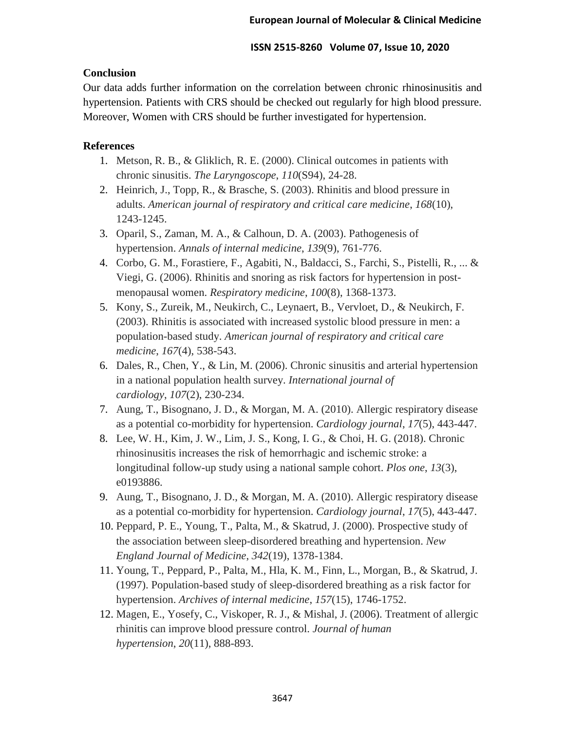## Conclusion

Our data adds further information on the correlation between chronic rhinosinusitis and hypertension. Patients with CRS should be checked out regularly for high blood pressure. Moreover, Women with CRS should be further investigated for hypertension.

## References

1. Metson, R. B., & Gliklich, R. E. (2000). Clinical outcomes in patients with chronic sinusitis. *The Laryngoscope*, *110*(S94), 24-28.
2. Heinrich, J., Topp, R., & Brasche, S. (2003). Rhinitis and blood pressure in adults. *American journal of respiratory and critical care medicine*, *168*(10), 1243-1245.
3. Oparil, S., Zaman, M. A., & Calhoun, D. A. (2003). Pathogenesis of hypertension. *Annals of internal medicine*, *139*(9), 761-776.
4. Corbo, G. M., Forastiere, F., Agabiti, N., Baldacci, S., Farchi, S., Pistelli, R., ... & Viegi, G. (2006). Rhinitis and snoring as risk factors for hypertension in post-menopausal women. *Respiratory medicine*, *100*(8), 1368-1373.
5. Kony, S., Zureik, M., Neukirch, C., Leynaert, B., Vervloet, D., & Neukirch, F. (2003). Rhinitis is associated with increased systolic blood pressure in men: a population-based study. *American journal of respiratory and critical care medicine*, *167*(4), 538-543.
6. Dales, R., Chen, Y., & Lin, M. (2006). Chronic sinusitis and arterial hypertension in a national population health survey. *International journal of cardiology*, *107*(2), 230-234.
7. Aung, T., Bisognano, J. D., & Morgan, M. A. (2010). Allergic respiratory disease as a potential co-morbidity for hypertension. *Cardiology journal*, *17*(5), 443-447.
8. Lee, W. H., Kim, J. W., Lim, J. S., Kong, I. G., & Choi, H. G. (2018). Chronic rhinosinusitis increases the risk of hemorrhagic and ischemic stroke: a longitudinal follow-up study using a national sample cohort. *Plos one*, *13*(3), e0193886.
9. Aung, T., Bisognano, J. D., & Morgan, M. A. (2010). Allergic respiratory disease as a potential co-morbidity for hypertension. *Cardiology journal*, *17*(5), 443-447.
10. Peppard, P. E., Young, T., Palta, M., & Skatrud, J. (2000). Prospective study of the association between sleep-disordered breathing and hypertension. *New England Journal of Medicine*, *342*(19), 1378-1384.
11. Young, T., Peppard, P., Palta, M., Hla, K. M., Finn, L., Morgan, B., & Skatrud, J. (1997). Population-based study of sleep-disordered breathing as a risk factor for hypertension. *Archives of internal medicine*, *157*(15), 1746-1752.
12. Magen, E., Yosefy, C., Viskoper, R. J., & Mishal, J. (2006). Treatment of allergic rhinitis can improve blood pressure control. *Journal of human hypertension*, *20*(11), 888-893.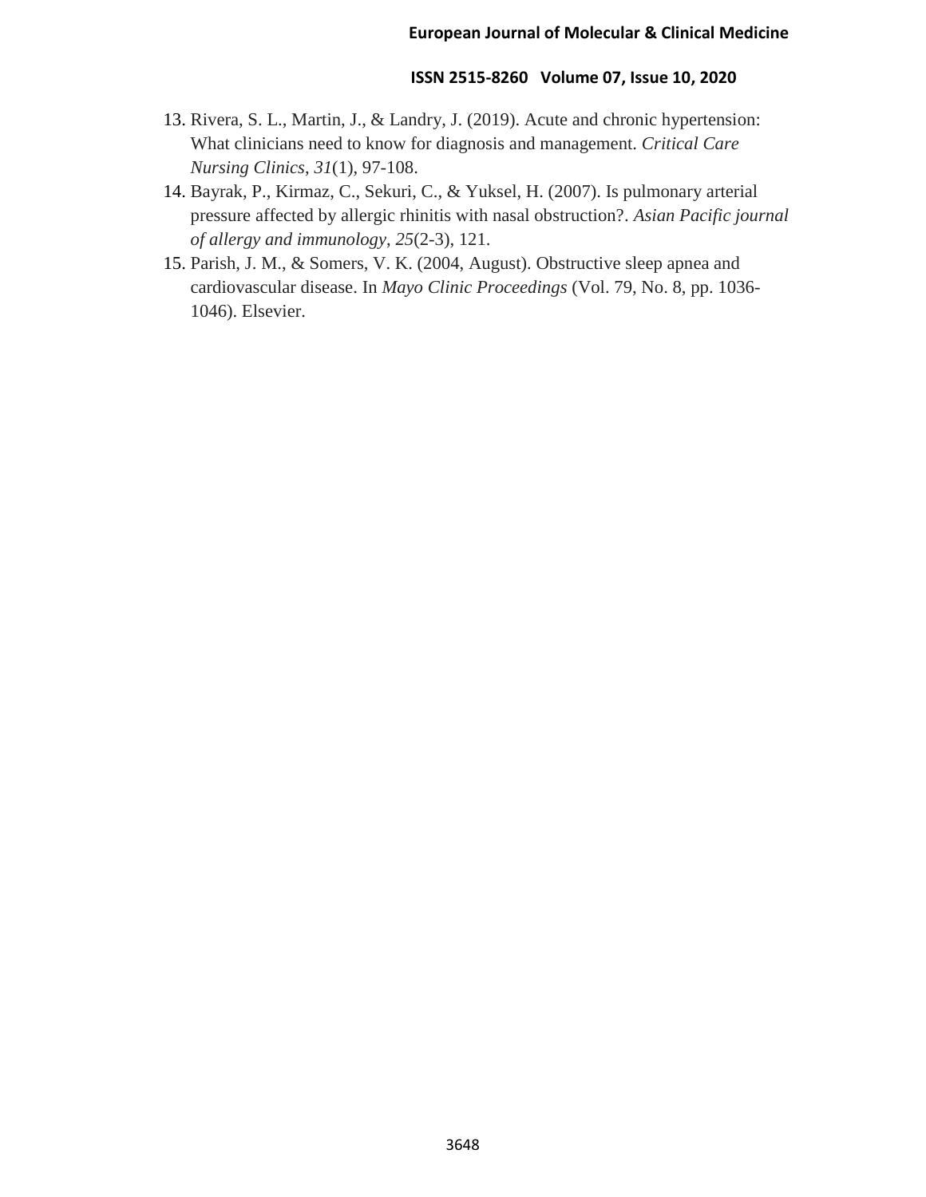13. Rivera, S. L., Martin, J., & Landry, J. (2019). Acute and chronic hypertension: What clinicians need to know for diagnosis and management. *Critical Care Nursing Clinics*, *31*(1), 97-108.
14. Bayrak, P., Kirmaz, C., Sekuri, C., & Yuksel, H. (2007). Is pulmonary arterial pressure affected by allergic rhinitis with nasal obstruction?. *Asian Pacific journal of allergy and immunology*, *25*(2-3), 121.
15. Parish, J. M., & Somers, V. K. (2004, August). Obstructive sleep apnea and cardiovascular disease. In *Mayo Clinic Proceedings* (Vol. 79, No. 8, pp. 1036-1046). Elsevier.